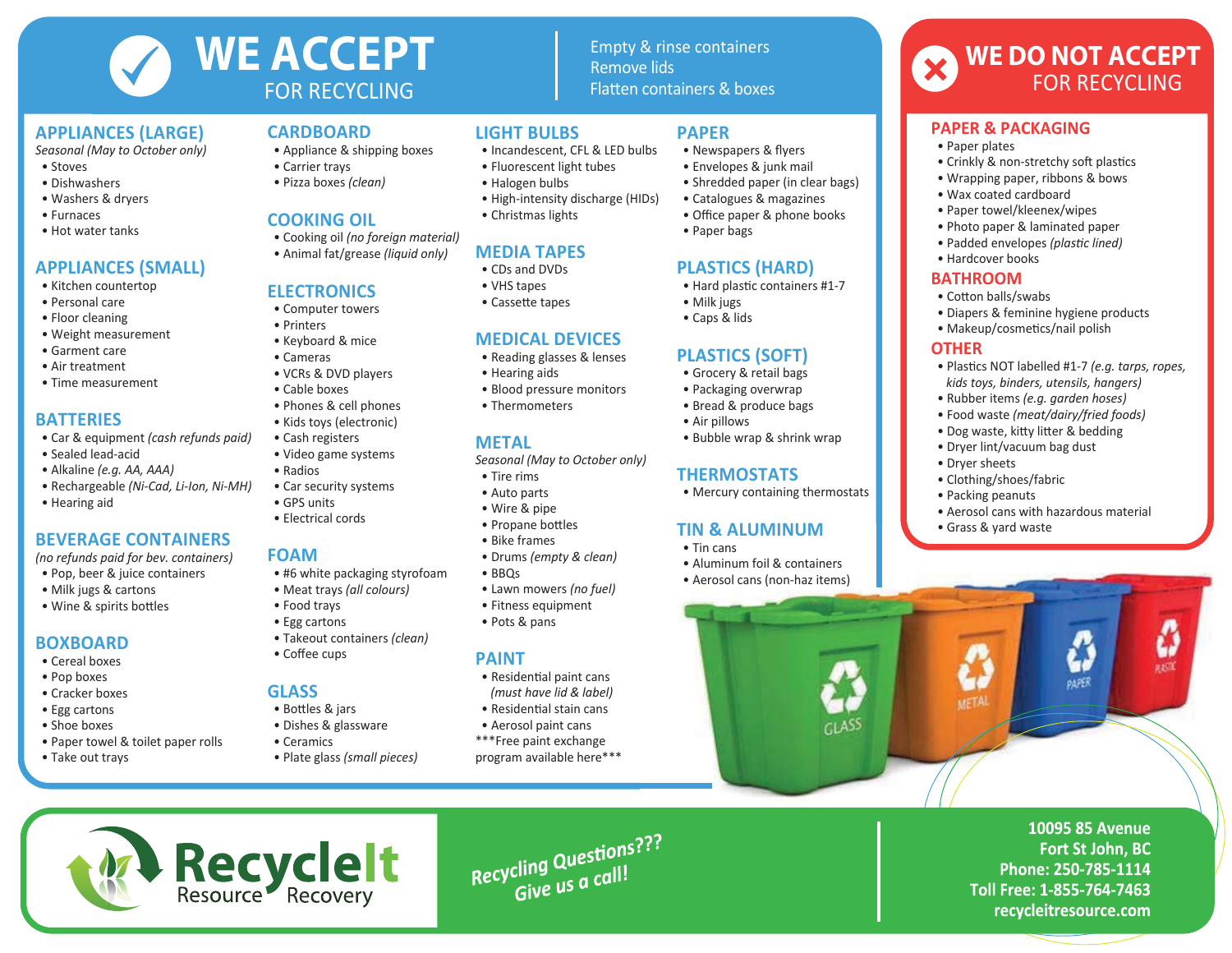# WE ACCEPT FOR RECYCLING

Empty & rinse containers
Remove lids
Flatten containers & boxes

## APPLIANCES (LARGE)

*Seasonal (May to October only)*

- Stoves
- Dishwashers
- Washers & dryers
- Furnaces
- Hot water tanks

## APPLIANCES (SMALL)

- Kitchen countertop
- Personal care
- Floor cleaning
- Weight measurement
- Garment care
- Air treatment
- Time measurement

## BATTERIES

- Car & equipment *(cash refunds paid)*
- Sealed lead-acid
- Alkaline *(e.g. AA, AAA)*
- Rechargeable *(Ni-Cad, Li-Ion, Ni-MH)*
- Hearing aid

## BEVERAGE CONTAINERS

*(no refunds paid for bev. containers)*

- Pop, beer & juice containers
- Milk jugs & cartons
- Wine & spirits bottles

## BOXBOARD

- Cereal boxes
- Pop boxes
- Cracker boxes
- Egg cartons
- Shoe boxes
- Paper towel & toilet paper rolls
- Take out trays

## CARDBOARD

- Appliance & shipping boxes
- Carrier trays
- Pizza boxes *(clean)*

## COOKING OIL

- Cooking oil *(no foreign material)*
- Animal fat/grease *(liquid only)*

## ELECTRONICS

- Computer towers
- Printers
- Keyboard & mice
- Cameras
- VCRs & DVD players
- Cable boxes
- Phones & cell phones
- Kids toys (electronic)
- Cash registers
- Video game systems
- Radios
- Car security systems
- GPS units
- Electrical cords

## FOAM

- #6 white packaging styrofoam
- Meat trays *(all colours)*
- Food trays
- Egg cartons
- Takeout containers *(clean)*
- Coffee cups

## GLASS

- Bottles & jars
- Dishes & glassware
- Ceramics
- Plate glass *(small pieces)*

## LIGHT BULBS

- Incandescent, CFL & LED bulbs
- Fluorescent light tubes
- Halogen bulbs
- High-intensity discharge (HIDs)
- Christmas lights

## MEDIA TAPES

- CDs and DVDs
- VHS tapes
- Cassette tapes

## MEDICAL DEVICES

- Reading glasses & lenses
- Hearing aids
- Blood pressure monitors
- Thermometers

## METAL

*Seasonal (May to October only)*

- Tire rims
- Auto parts
- Wire & pipe
- Propane bottles
- Bike frames
- Drums *(empty & clean)*
- BBQs
- Lawn mowers *(no fuel)*
- Fitness equipment
- Pots & pans

## PAINT

- Residential paint cans *(must have lid & label)*
- Residential stain cans
- Aerosol paint cans

***Free paint exchange program available here***

## PAPER

- Newspapers & flyers
- Envelopes & junk mail
- Shredded paper (in clear bags)
- Catalogues & magazines
- Office paper & phone books
- Paper bags

## PLASTICS (HARD)

- Hard plastic containers #1-7
- Milk jugs
- Caps & lids

## PLASTICS (SOFT)

- Grocery & retail bags
- Packaging overwrap
- Bread & produce bags
- Air pillows
- Bubble wrap & shrink wrap

## THERMOSTATS

- Mercury containing thermostats

## TIN & ALUMINUM

- Tin cans
- Aluminum foil & containers
- Aerosol cans (non-haz items)

# WE DO NOT ACCEPT FOR RECYCLING

## PAPER & PACKAGING

- Paper plates
- Crinkly & non-stretchy soft plastics
- Wrapping paper, ribbons & bows
- Wax coated cardboard
- Paper towel/kleenex/wipes
- Photo paper & laminated paper
- Padded envelopes *(plastic lined)*
- Hardcover books

## BATHROOM

- Cotton balls/swabs
- Diapers & feminine hygiene products
- Makeup/cosmetics/nail polish

## OTHER

- Plastics NOT labelled #1-7 *(e.g. tarps, ropes, kids toys, binders, utensils, hangers)*
- Rubber items *(e.g. garden hoses)*
- Food waste *(meat/dairy/fried foods)*
- Dog waste, kitty litter & bedding
- Dryer lint/vacuum bag dust
- Dryer sheets
- Clothing/shoes/fabric
- Packing peanuts
- Aerosol cans with hazardous material
- Grass & yard waste

---

**RecycleIt Resource Recovery**

*Recycling Questions??? Give us a call!*

**10095 85 Avenue**
**Fort St John, BC**
**Phone: 250-785-1114**
**Toll Free: 1-855-764-7463**
**recycleitresource.com**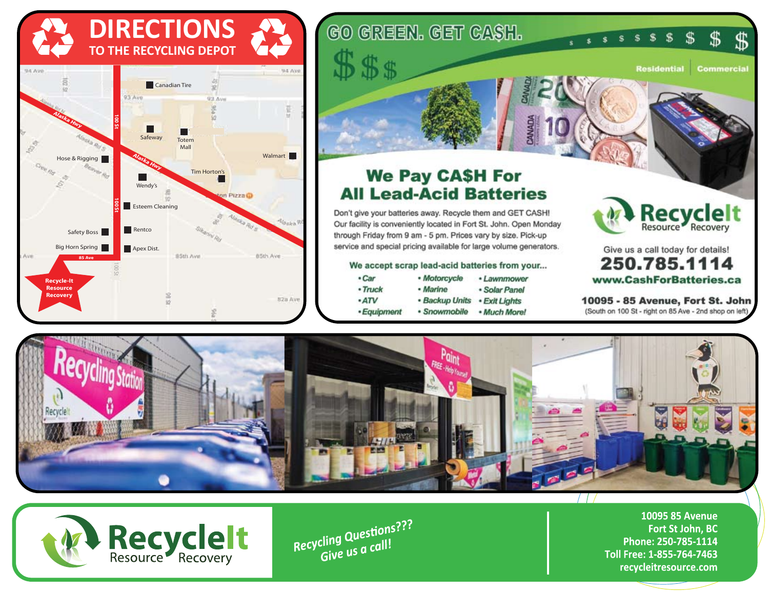# DIRECTIONS TO THE RECYCLING DEPOT

94 Ave
93 Ave
100 St
Alaska Hwy
Alaska Rd S
103 St
101 St
Cree Rd
Beaver Rd
Canadian Tire
Safeway
Totem Mall
Walmart
Hose & Rigging
Tim Horton's
Wendy's
Boston Pizza
Esteem Cleaning
Rentco
Safety Boss
Big Horn Spring
Apex Dist.
Sikanni Rd
85 Ave
85th Ave
82a Ave
98 St
96 St

Recycle-It Resource Recovery

# GO GREEN. GET CA$H.

Residential | Commercial

## We Pay CA$H For All Lead-Acid Batteries

Don't give your batteries away. Recycle them and GET CASH! Our facility is conveniently located in Fort St. John. Open Monday through Friday from 9 am - 5 pm. Prices vary by size. Pick-up service and special pricing available for large volume generators.

**We accept scrap lead-acid batteries from your...**

- *Car*
- *Truck*
- *ATV*
- *Equipment*
- *Motorcycle*
- *Marine*
- *Backup Units*
- *Snowmobile*
- *Lawnmower*
- *Solar Panel*
- *Exit Lights*
- *Much More!*

**RecycleIt** Resource Recovery

Give us a call today for details!

**250.785.1114**

**www.CashForBatteries.ca**

**10095 - 85 Avenue, Fort St. John**
(South on 100 St - right on 85 Ave - 2nd shop on left)

---

**RecycleIt** Resource Recovery

*Recycling Questions??? Give us a call!*

**10095 85 Avenue**
**Fort St John, BC**
**Phone: 250-785-1114**
**Toll Free: 1-855-764-7463**
**recycleitresource.com**